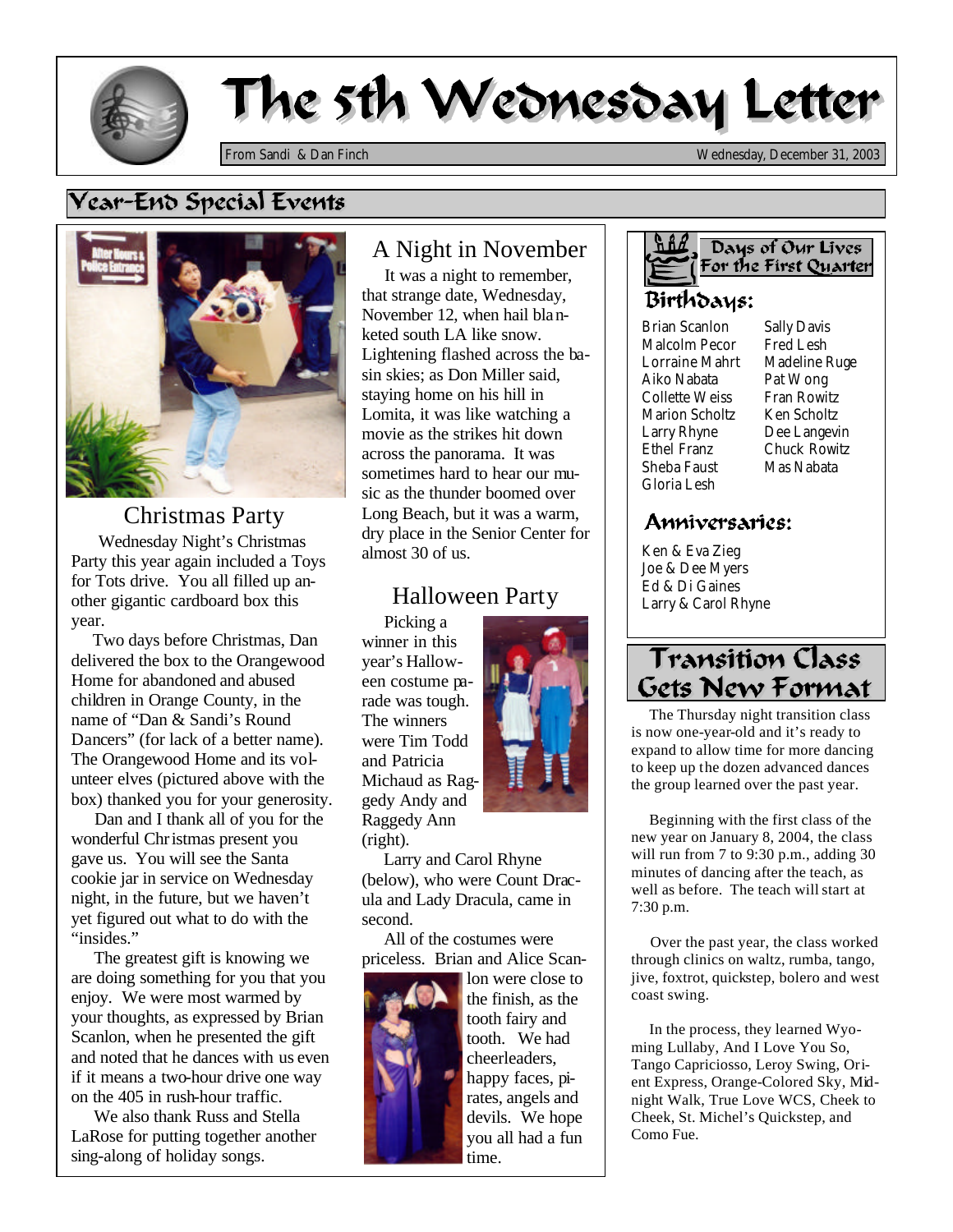# The 5th Wednesday Letter

From Sandi & Dan Finch — Wednesday, December 31, 2003

## Year-End Special Events

### Christmas Party

Wednesday Night's Christmas Party this year again included a Toys for Tots drive. You all filled up another gigantic cardboard box this year.

Two days before Christmas, Dan delivered the box to the Orangewood Home for abandoned and abused children in Orange County, in the name of "Dan & Sandi's Round Dancers" (for lack of a better name). The Orangewood Home and its volunteer elves (pictured above with the box) thanked you for your generosity.

Dan and I thank all of you for the wonderful Christmas present you gave us. You will see the Santa cookie jar in service on Wednesday night, in the future, but we haven't yet figured out what to do with the "insides."

The greatest gift is knowing we are doing something for you that you enjoy. We were most warmed by your thoughts, as expressed by Brian Scanlon, when he presented the gift and noted that he dances with us even if it means a two-hour drive one way on the 405 in rush-hour traffic.

We also thank Russ and Stella LaRose for putting together another sing-along of holiday songs.

### A Night in November

It was a night to remember, that strange date, Wednesday, November 12, when hail blanketed south LA like snow. Lightening flashed across the basin skies; as Don Miller said, staying home on his hill in Lomita, it was like watching a movie as the strikes hit down across the panorama. It was sometimes hard to hear our music as the thunder boomed over Long Beach, but it was a warm, dry place in the Senior Center for almost 30 of us.

### Halloween Party

Picking a winner in this year's Halloween costume parade was tough. The winners were Tim Todd and Patricia Michaud as Raggedy Andy and Raggedy Ann (right).

Larry and Carol Rhyne (below), who were Count Dracula and Lady Dracula, came in second.

All of the costumes were priceless. Brian and Alice Scanlon were close to the finish, as the tooth fairy and tooth. We had cheerleaders, happy faces, pirates, angels and devils. We hope you all had a fun time.

## Days of Our Lives For the First Quarter

### Birthdays:

- Brian Scanlon
- Malcolm Pecor
- Lorraine Mahrt
- Aiko Nabata
- Collette Weiss
- Marion Scholtz
- Larry Rhyne
- Ethel Franz
- Sheba Faust
- Gloria Lesh
- Sally Davis
- Fred Lesh
- Madeline Ruge
- Pat Wong
- Fran Rowitz
- Ken Scholtz
- Dee Langevin
- Chuck Rowitz
- Mas Nabata

### Anniversaries:

- Ken & Eva Zieg
- Joe & Dee Myers
- Ed & Di Gaines
- Larry & Carol Rhyne

## Transition Class Gets New Format

The Thursday night transition class is now one-year-old and it's ready to expand to allow time for more dancing to keep up the dozen advanced dances the group learned over the past year.

Beginning with the first class of the new year on January 8, 2004, the class will run from 7 to 9:30 p.m., adding 30 minutes of dancing after the teach, as well as before. The teach will start at 7:30 p.m.

Over the past year, the class worked through clinics on waltz, rumba, tango, jive, foxtrot, quickstep, bolero and west coast swing.

In the process, they learned Wyoming Lullaby, And I Love You So, Tango Capriciosso, Leroy Swing, Orient Express, Orange-Colored Sky, Midnight Walk, True Love WCS, Cheek to Cheek, St. Michel's Quickstep, and Como Fue.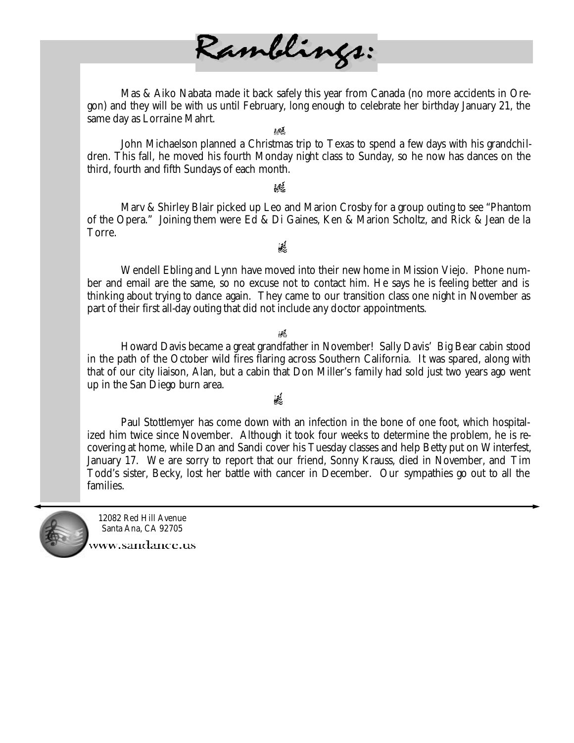# Ramblings:

Mas & Aiko Nabata made it back safely this year from Canada (no more accidents in Oregon) and they will be with us until February, long enough to celebrate her birthday January 21, the same day as Lorraine Mahrt.

John Michaelson planned a Christmas trip to Texas to spend a few days with his grandchildren. This fall, he moved his fourth Monday night class to Sunday, so he now has dances on the third, fourth and fifth Sundays of each month.

Marv & Shirley Blair picked up Leo and Marion Crosby for a group outing to see "Phantom of the Opera." Joining them were Ed & Di Gaines, Ken & Marion Scholtz, and Rick & Jean de la Torre.

Wendell Ebling and Lynn have moved into their new home in Mission Viejo. Phone number and email are the same, so no excuse not to contact him. He says he is feeling better and is thinking about trying to dance again. They came to our transition class one night in November as part of their first all-day outing that did not include any doctor appointments.

Howard Davis became a great grandfather in November! Sally Davis' Big Bear cabin stood in the path of the October wild fires flaring across Southern California. It was spared, along with that of our city liaison, Alan, but a cabin that Don Miller's family had sold just two years ago went up in the San Diego burn area.

Paul Stottlemyer has come down with an infection in the bone of one foot, which hospitalized him twice since November. Although it took four weeks to determine the problem, he is recovering at home, while Dan and Sandi cover his Tuesday classes and help Betty put on Winterfest, January 17. We are sorry to report that our friend, Sonny Krauss, died in November, and Tim Todd's sister, Becky, lost her battle with cancer in December. Our sympathies go out to all the families.

12082 Red Hill Avenue
Santa Ana, CA 92705
www.sandance.us